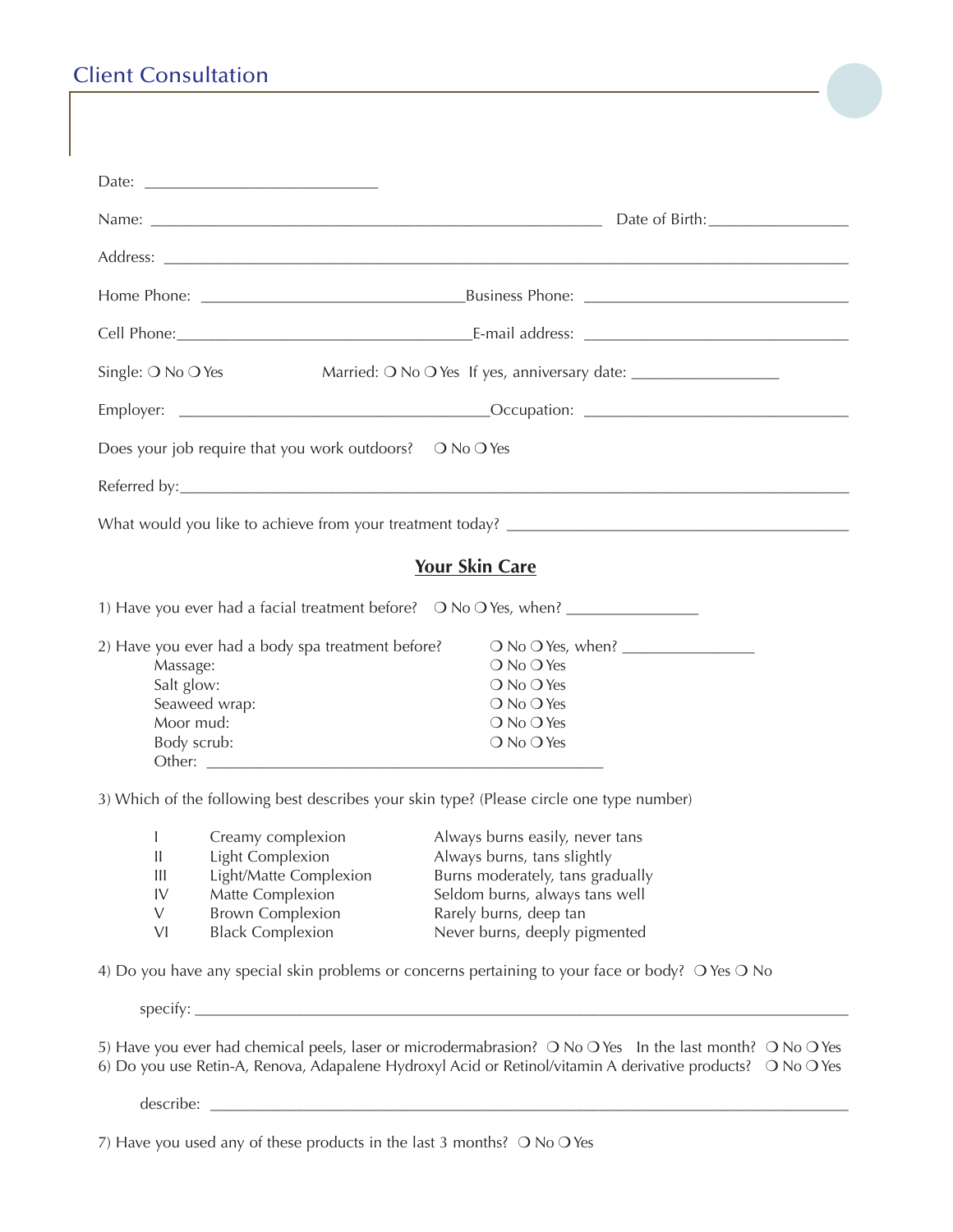# Client Consultation

Date: ______________________________

Name: __________________________________________________________ Date of Birth: __________________

Address: ______________________________________________________________________________________

Home Phone: __________________________________ Business Phone: __________________________________

Cell Phone: _____________________________________ E-mail address: __________________________________

Single: ❍ No ❍ Yes Married: ❍ No ❍ Yes If yes, anniversary date: ___________________

Employer: ________________________________________ Occupation: __________________________________

Does your job require that you work outdoors? ❍ No ❍ Yes

Referred by: ___________________________________________________________________________________

What would you like to achieve from your treatment today? ___________________________________________

## Your Skin Care

1) Have you ever had a facial treatment before? ❍ No ❍ Yes, when? _________________

2) Have you ever had a body spa treatment before? ❍ No ❍ Yes, when? _________________

- Massage: ❍ No ❍ Yes
- Salt glow: ❍ No ❍ Yes
- Seaweed wrap: ❍ No ❍ Yes
- Moor mud: ❍ No ❍ Yes
- Body scrub: ❍ No ❍ Yes
- Other: ___________________________________________________

3) Which of the following best describes your skin type? (Please circle one type number)

| | | |
|---|---|---|
| I | Creamy complexion | Always burns easily, never tans |
| II | Light Complexion | Always burns, tans slightly |
| III | Light/Matte Complexion | Burns moderately, tans gradually |
| IV | Matte Complexion | Seldom burns, always tans well |
| V | Brown Complexion | Rarely burns, deep tan |
| VI | Black Complexion | Never burns, deeply pigmented |

4) Do you have any special skin problems or concerns pertaining to your face or body? ❍ Yes ❍ No

specify: _______________________________________________________________________________

5) Have you ever had chemical peels, laser or microdermabrasion? ❍ No ❍ Yes In the last month? ❍ No ❍ Yes

6) Do you use Retin-A, Renova, Adapalene Hydroxyl Acid or Retinol/vitamin A derivative products? ❍ No ❍ Yes

describe: ______________________________________________________________________________

7) Have you used any of these products in the last 3 months? ❍ No ❍ Yes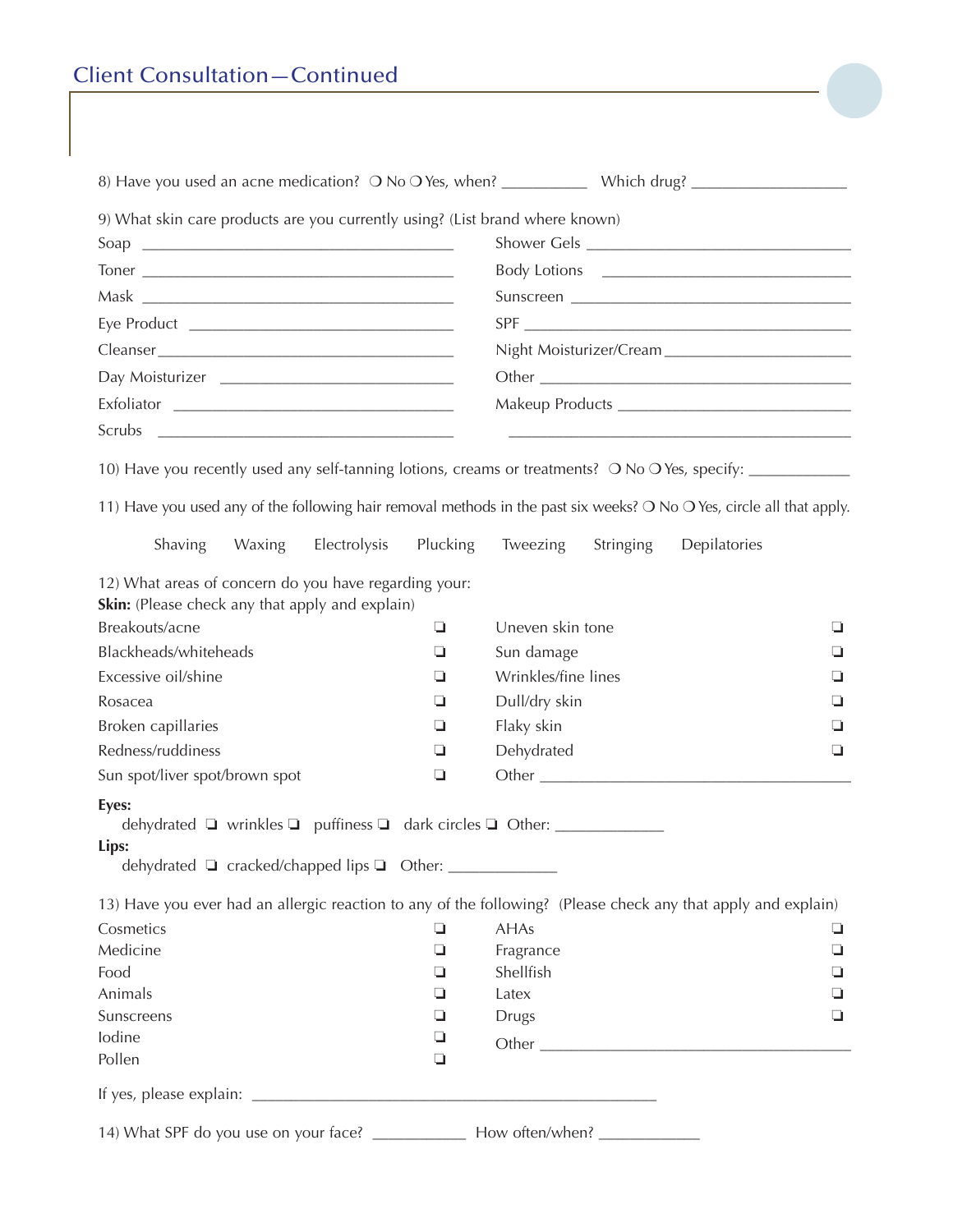## Client Consultation—Continued

8) Have you used an acne medication? ❍ No ❍ Yes, when? __________ Which drug? __________________

9) What skin care products are you currently using? (List brand where known)

| | | | |
|---|---|---|---|
| Soap | ____________________ | Shower Gels | ____________________ |
| Toner | ____________________ | Body Lotions | ____________________ |
| Mask | ____________________ | Sunscreen | ____________________ |
| Eye Product | ____________________ | SPF | ____________________ |
| Cleanser | ____________________ | Night Moisturizer/Cream | ____________________ |
| Day Moisturizer | ____________________ | Other | ____________________ |
| Exfoliator | ____________________ | Makeup Products | ____________________ |
| Scrubs | ____________________ | | ____________________ |

10) Have you recently used any self-tanning lotions, creams or treatments? ❍ No ❍ Yes, specify: ____________

11) Have you used any of the following hair removal methods in the past six weeks? ❍ No ❍ Yes, circle all that apply.

Shaving   Waxing   Electrolysis   Plucking   Tweezing   Stringing   Depilatories

12) What areas of concern do you have regarding your:

**Skin:** (Please check any that apply and explain)

| | | | |
|---|---|---|---|
| Breakouts/acne | ❏ | Uneven skin tone | ❏ |
| Blackheads/whiteheads | ❏ | Sun damage | ❏ |
| Excessive oil/shine | ❏ | Wrinkles/fine lines | ❏ |
| Rosacea | ❏ | Dull/dry skin | ❏ |
| Broken capillaries | ❏ | Flaky skin | ❏ |
| Redness/ruddiness | ❏ | Dehydrated | ❏ |
| Sun spot/liver spot/brown spot | ❏ | Other ____________________ | |

**Eyes:**

dehydrated ❏ wrinkles ❏ puffiness ❏ dark circles ❏ Other: _____________

**Lips:**

dehydrated ❏ cracked/chapped lips ❏ Other: _____________

13) Have you ever had an allergic reaction to any of the following? (Please check any that apply and explain)

| | | | |
|---|---|---|---|
| Cosmetics | ❏ | AHAs | ❏ |
| Medicine | ❏ | Fragrance | ❏ |
| Food | ❏ | Shellfish | ❏ |
| Animals | ❏ | Latex | ❏ |
| Sunscreens | ❏ | Drugs | ❏ |
| Iodine | ❏ | Other ____________________ | |
| Pollen | ❏ | | |

If yes, please explain: ______________________________________________

14) What SPF do you use on your face? ___________ How often/when? ____________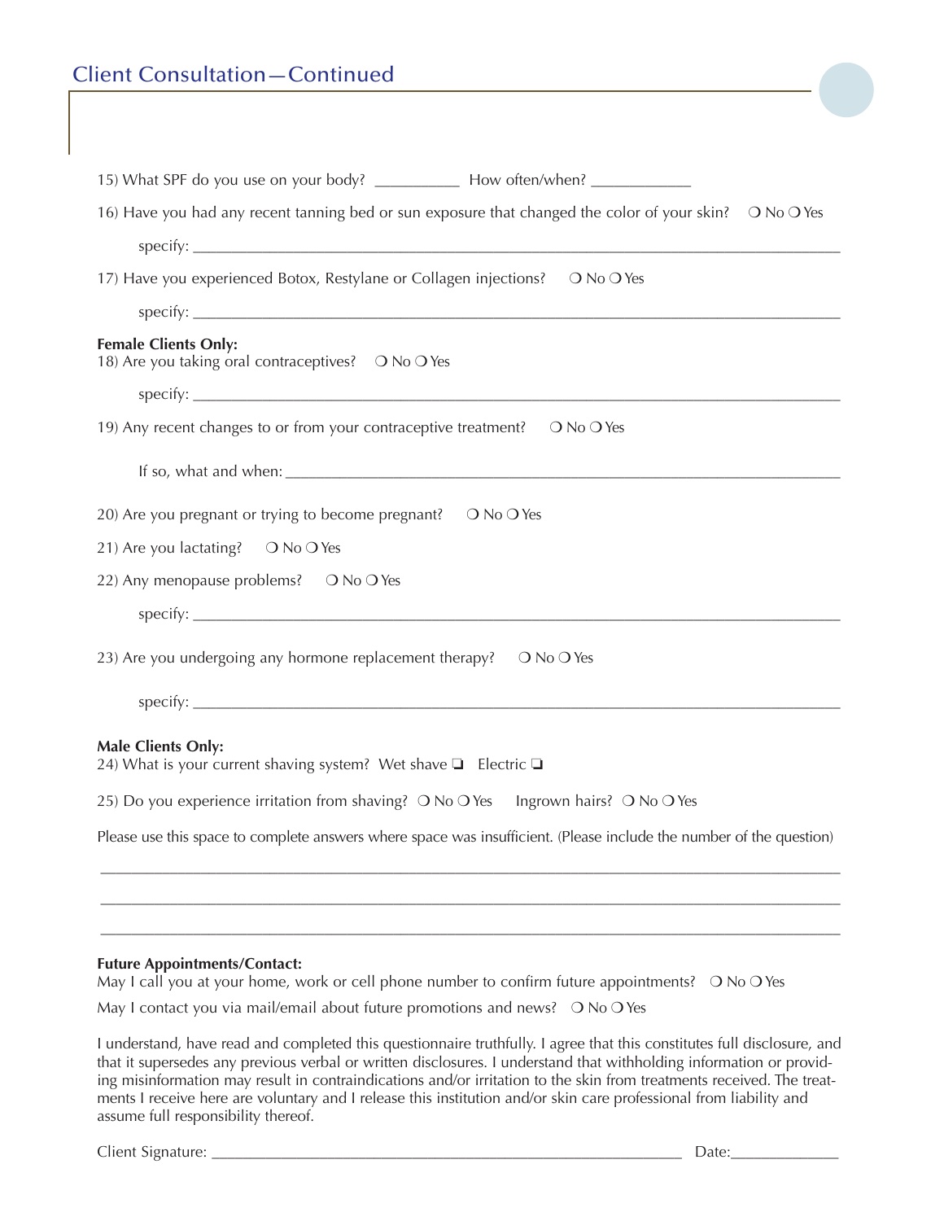## Client Consultation—Continued

15) What SPF do you use on your body? __________ How often/when? ____________

16) Have you had any recent tanning bed or sun exposure that changed the color of your skin? ❍ No ❍ Yes

specify: ______________________________________________________________________________

17) Have you experienced Botox, Restylane or Collagen injections? ❍ No ❍ Yes

specify: ______________________________________________________________________________

**Female Clients Only:**

18) Are you taking oral contraceptives? ❍ No ❍ Yes

specify: ______________________________________________________________________________

19) Any recent changes to or from your contraceptive treatment? ❍ No ❍ Yes

If so, what and when: _________________________________________________________________

20) Are you pregnant or trying to become pregnant? ❍ No ❍ Yes

21) Are you lactating? ❍ No ❍ Yes

22) Any menopause problems? ❍ No ❍ Yes

specify: ______________________________________________________________________________

23) Are you undergoing any hormone replacement therapy? ❍ No ❍ Yes

specify: ______________________________________________________________________________

**Male Clients Only:**

24) What is your current shaving system? Wet shave ❑ Electric ❑

25) Do you experience irritation from shaving? ❍ No ❍ Yes Ingrown hairs? ❍ No ❍ Yes

Please use this space to complete answers where space was insufficient. (Please include the number of the question)

_______________________________________________________________________________________

_______________________________________________________________________________________

_______________________________________________________________________________________

**Future Appointments/Contact:**

May I call you at your home, work or cell phone number to confirm future appointments? ❍ No ❍ Yes

May I contact you via mail/email about future promotions and news? ❍ No ❍ Yes

I understand, have read and completed this questionnaire truthfully. I agree that this constitutes full disclosure, and that it supersedes any previous verbal or written disclosures. I understand that withholding information or providing misinformation may result in contraindications and/or irritation to the skin from treatments received. The treatments I receive here are voluntary and I release this institution and/or skin care professional from liability and assume full responsibility thereof.

Client Signature: ___________________________________________________ Date:_____________